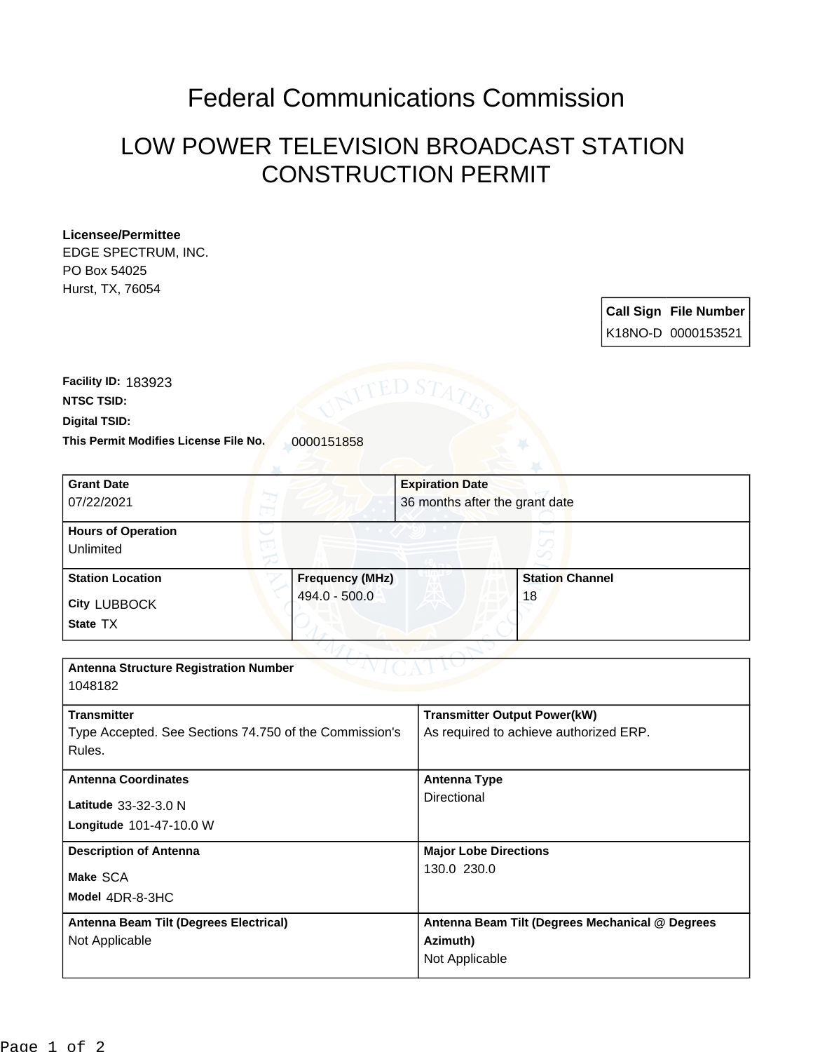# Federal Communications Commission

## LOW POWER TELEVISION BROADCAST STATION CONSTRUCTION PERMIT

**Licensee/Permittee**
EDGE SPECTRUM, INC.
PO Box 54025
Hurst, TX, 76054

| Call Sign | File Number |
| --- | --- |
| K18NO-D | 0000153521 |

**Facility ID:** 183923
**NTSC TSID:**
**Digital TSID:**
**This Permit Modifies License File No.** 0000151858

| Grant Date | Expiration Date |
| --- | --- |
| 07/22/2021 | 36 months after the grant date |

| Hours of Operation |
| --- |
| Unlimited |

| Station Location | Frequency (MHz) | Station Channel |
| --- | --- | --- |
| City LUBBOCK<br>State TX | 494.0 - 500.0 | 18 |

| Antenna Structure Registration Number | |
| --- | --- |
| 1048182 | |
| **Transmitter** | **Transmitter Output Power(kW)** |
| Type Accepted. See Sections 74.750 of the Commission's Rules. | As required to achieve authorized ERP. |
| **Antenna Coordinates** | **Antenna Type** |
| Latitude 33-32-3.0 N<br>Longitude 101-47-10.0 W | Directional |
| **Description of Antenna** | **Major Lobe Directions** |
| Make SCA<br>Model 4DR-8-3HC | 130.0 230.0 |
| **Antenna Beam Tilt (Degrees Electrical)** | **Antenna Beam Tilt (Degrees Mechanical @ Degrees Azimuth)** |
| Not Applicable | Not Applicable |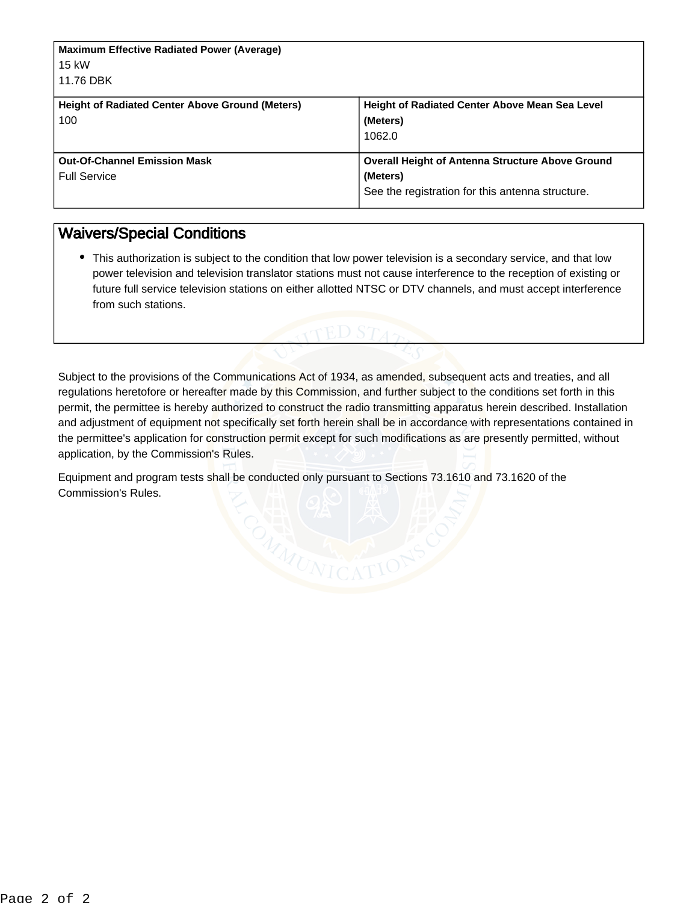| | |
|---|---|
| **Maximum Effective Radiated Power (Average)**<br>15 kW<br>11.76 DBK | |
| **Height of Radiated Center Above Ground (Meters)**<br>100 | **Height of Radiated Center Above Mean Sea Level (Meters)**<br>1062.0 |
| **Out-Of-Channel Emission Mask**<br>Full Service | **Overall Height of Antenna Structure Above Ground (Meters)**<br>See the registration for this antenna structure. |

## Waivers/Special Conditions

- This authorization is subject to the condition that low power television is a secondary service, and that low power television and television translator stations must not cause interference to the reception of existing or future full service television stations on either allotted NTSC or DTV channels, and must accept interference from such stations.

Subject to the provisions of the Communications Act of 1934, as amended, subsequent acts and treaties, and all regulations heretofore or hereafter made by this Commission, and further subject to the conditions set forth in this permit, the permittee is hereby authorized to construct the radio transmitting apparatus herein described. Installation and adjustment of equipment not specifically set forth herein shall be in accordance with representations contained in the permittee's application for construction permit except for such modifications as are presently permitted, without application, by the Commission's Rules.

Equipment and program tests shall be conducted only pursuant to Sections 73.1610 and 73.1620 of the Commission's Rules.